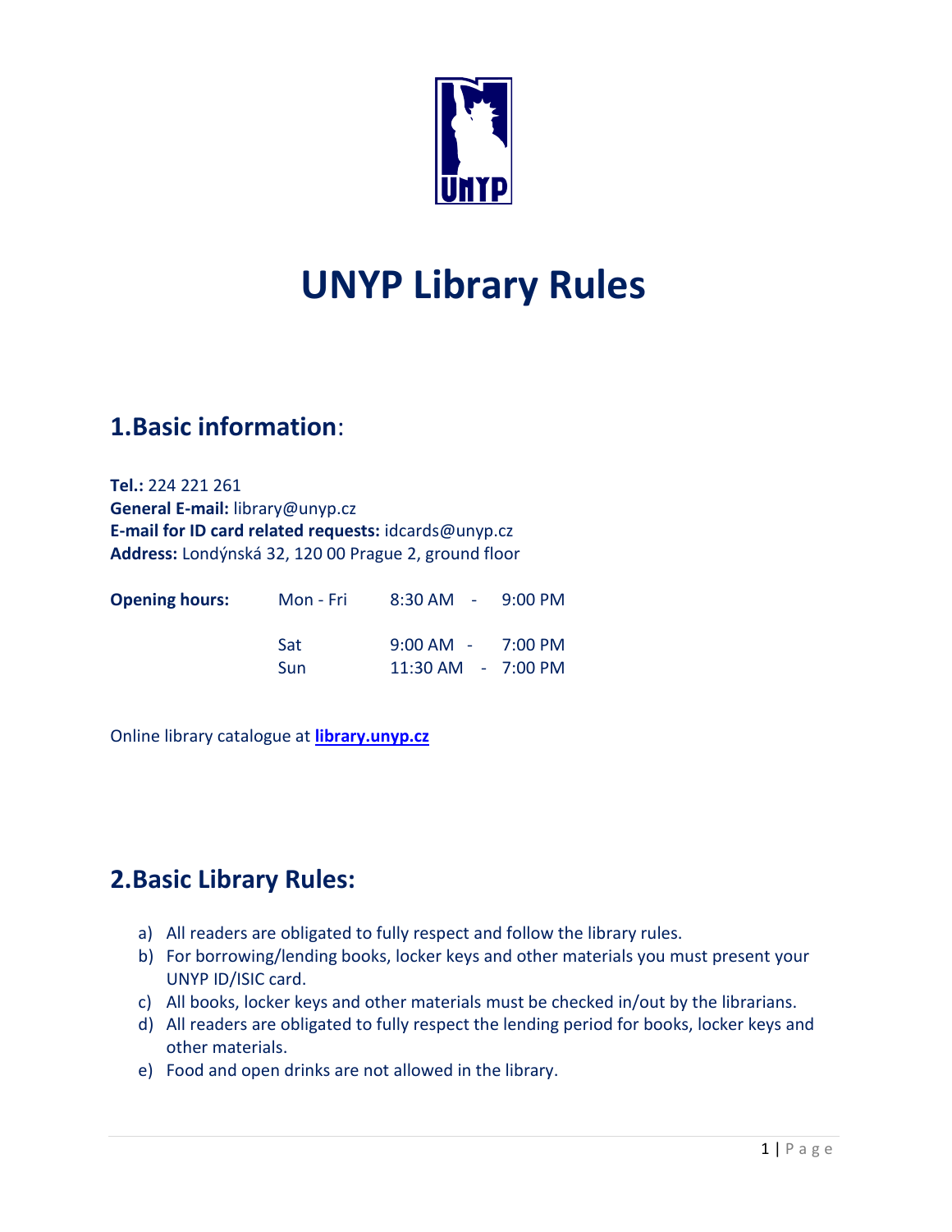# UNYP Library Rules

## 1.Basic information:

**Tel.:** 224 221 261
**General E-mail:** library@unyp.cz
**E-mail for ID card related requests:** idcards@unyp.cz
**Address:** Londýnská 32, 120 00 Prague 2, ground floor

| **Opening hours:** | Mon - Fri | 8:30 AM - 9:00 PM |
|---|---|---|
| | Sat | 9:00 AM - 7:00 PM |
| | Sun | 11:30 AM - 7:00 PM |

Online library catalogue at **[library.unyp.cz](library.unyp.cz)**

## 2.Basic Library Rules:

a) All readers are obligated to fully respect and follow the library rules.
b) For borrowing/lending books, locker keys and other materials you must present your UNYP ID/ISIC card.
c) All books, locker keys and other materials must be checked in/out by the librarians.
d) All readers are obligated to fully respect the lending period for books, locker keys and other materials.
e) Food and open drinks are not allowed in the library.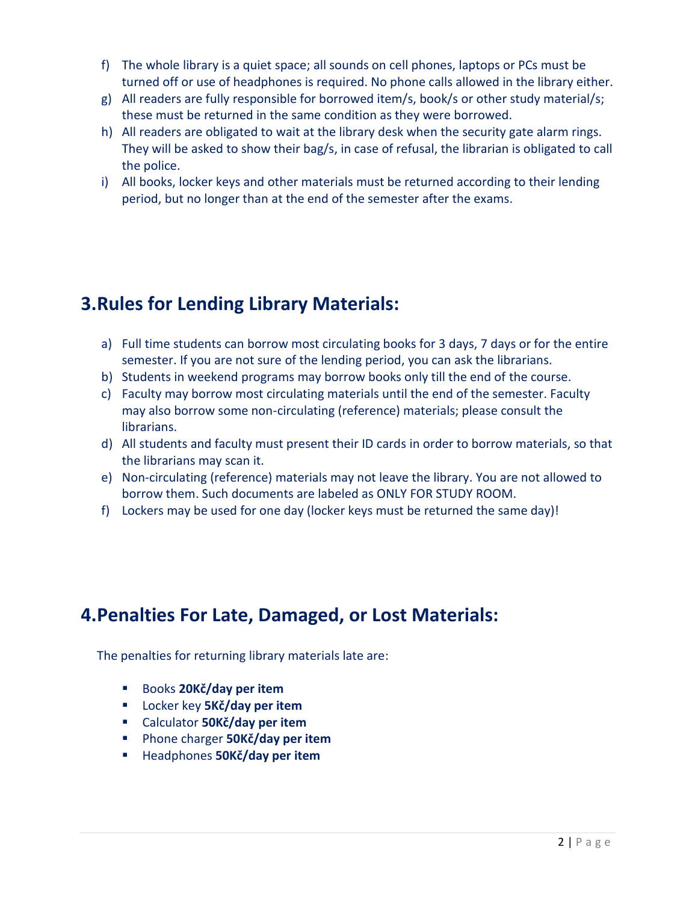f) The whole library is a quiet space; all sounds on cell phones, laptops or PCs must be turned off or use of headphones is required. No phone calls allowed in the library either.
g) All readers are fully responsible for borrowed item/s, book/s or other study material/s; these must be returned in the same condition as they were borrowed.
h) All readers are obligated to wait at the library desk when the security gate alarm rings. They will be asked to show their bag/s, in case of refusal, the librarian is obligated to call the police.
i) All books, locker keys and other materials must be returned according to their lending period, but no longer than at the end of the semester after the exams.

## 3.Rules for Lending Library Materials:

a) Full time students can borrow most circulating books for 3 days, 7 days or for the entire semester. If you are not sure of the lending period, you can ask the librarians.
b) Students in weekend programs may borrow books only till the end of the course.
c) Faculty may borrow most circulating materials until the end of the semester. Faculty may also borrow some non-circulating (reference) materials; please consult the librarians.
d) All students and faculty must present their ID cards in order to borrow materials, so that the librarians may scan it.
e) Non-circulating (reference) materials may not leave the library. You are not allowed to borrow them. Such documents are labeled as ONLY FOR STUDY ROOM.
f) Lockers may be used for one day (locker keys must be returned the same day)!

## 4.Penalties For Late, Damaged, or Lost Materials:

The penalties for returning library materials late are:

- Books **20Kč/day per item**
- Locker key **5Kč/day per item**
- Calculator **50Kč/day per item**
- Phone charger **50Kč/day per item**
- Headphones **50Kč/day per item**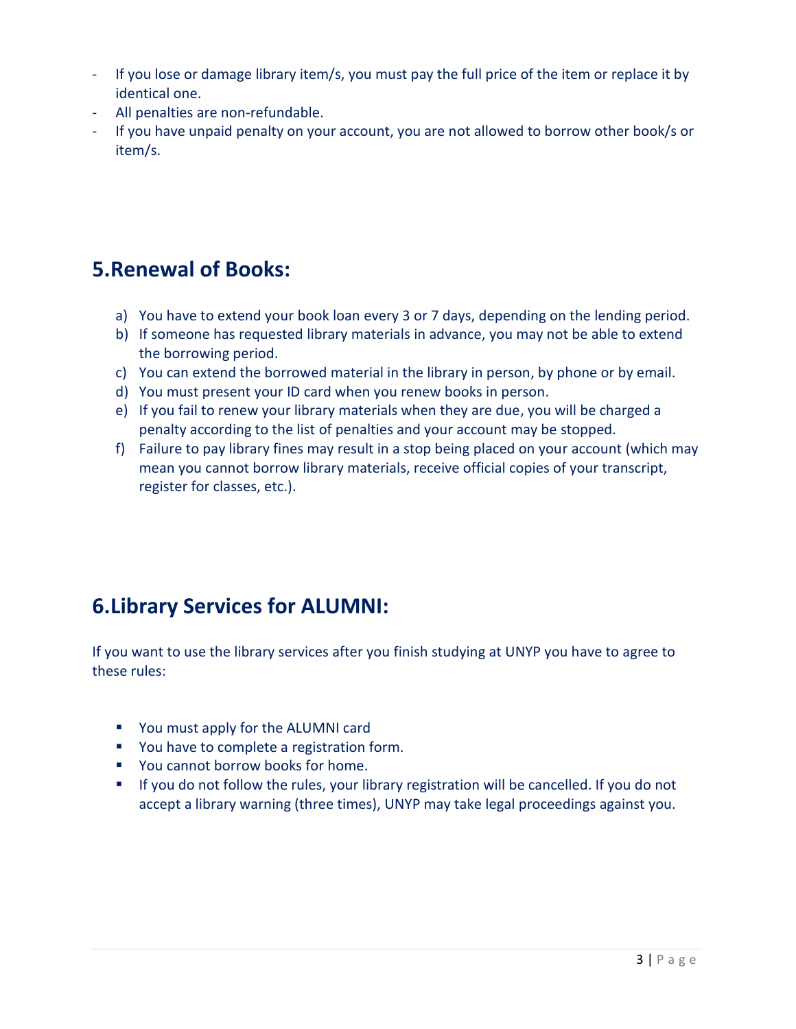- If you lose or damage library item/s, you must pay the full price of the item or replace it by identical one.
- All penalties are non-refundable.
- If you have unpaid penalty on your account, you are not allowed to borrow other book/s or item/s.

## 5.Renewal of Books:

a) You have to extend your book loan every 3 or 7 days, depending on the lending period.
b) If someone has requested library materials in advance, you may not be able to extend the borrowing period.
c) You can extend the borrowed material in the library in person, by phone or by email.
d) You must present your ID card when you renew books in person.
e) If you fail to renew your library materials when they are due, you will be charged a penalty according to the list of penalties and your account may be stopped.
f) Failure to pay library fines may result in a stop being placed on your account (which may mean you cannot borrow library materials, receive official copies of your transcript, register for classes, etc.).

## 6.Library Services for ALUMNI:

If you want to use the library services after you finish studying at UNYP you have to agree to these rules:

- You must apply for the ALUMNI card
- You have to complete a registration form.
- You cannot borrow books for home.
- If you do not follow the rules, your library registration will be cancelled. If you do not accept a library warning (three times), UNYP may take legal proceedings against you.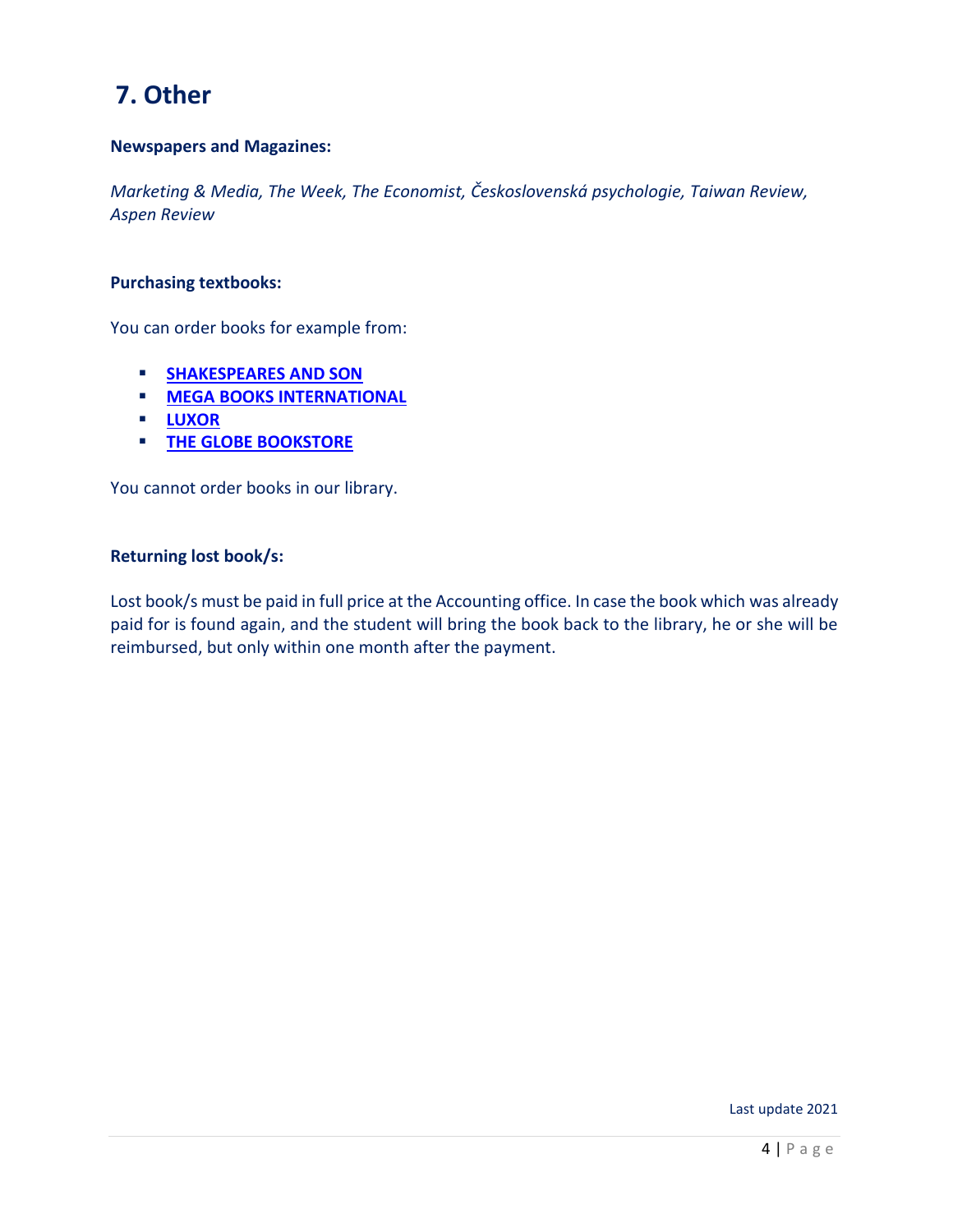# 7. Other

**Newspapers and Magazines:**

*Marketing & Media, The Week, The Economist, Československá psychologie, Taiwan Review, Aspen Review*

**Purchasing textbooks:**

You can order books for example from:

- **SHAKESPEARES AND SON**
- **MEGA BOOKS INTERNATIONAL**
- **LUXOR**
- **THE GLOBE BOOKSTORE**

You cannot order books in our library.

**Returning lost book/s:**

Lost book/s must be paid in full price at the Accounting office. In case the book which was already paid for is found again, and the student will bring the book back to the library, he or she will be reimbursed, but only within one month after the payment.

Last update 2021